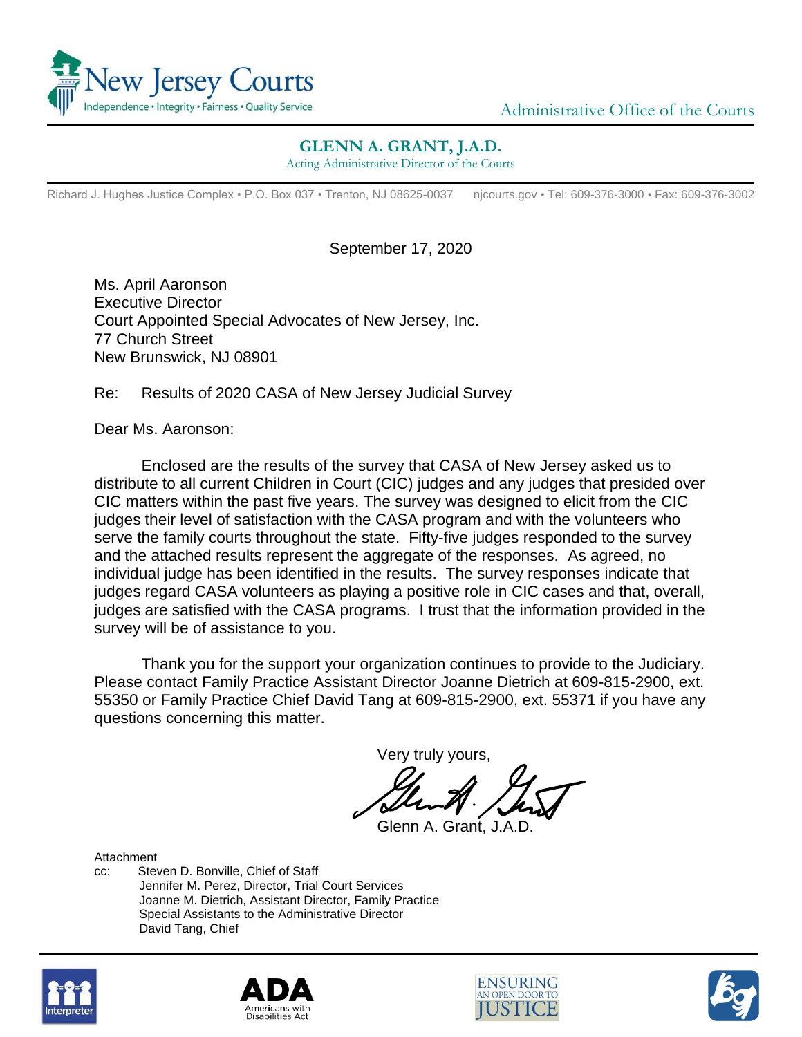New Jersey Courts
Independence • Integrity • Fairness • Quality Service

Administrative Office of the Courts

**GLENN A. GRANT, J.A.D.**
Acting Administrative Director of the Courts

Richard J. Hughes Justice Complex • P.O. Box 037 • Trenton, NJ 08625-0037 njcourts.gov • Tel: 609-376-3000 • Fax: 609-376-3002

September 17, 2020

Ms. April Aaronson
Executive Director
Court Appointed Special Advocates of New Jersey, Inc.
77 Church Street
New Brunswick, NJ 08901

Re: Results of 2020 CASA of New Jersey Judicial Survey

Dear Ms. Aaronson:

Enclosed are the results of the survey that CASA of New Jersey asked us to distribute to all current Children in Court (CIC) judges and any judges that presided over CIC matters within the past five years. The survey was designed to elicit from the CIC judges their level of satisfaction with the CASA program and with the volunteers who serve the family courts throughout the state. Fifty-five judges responded to the survey and the attached results represent the aggregate of the responses. As agreed, no individual judge has been identified in the results. The survey responses indicate that judges regard CASA volunteers as playing a positive role in CIC cases and that, overall, judges are satisfied with the CASA programs. I trust that the information provided in the survey will be of assistance to you.

Thank you for the support your organization continues to provide to the Judiciary. Please contact Family Practice Assistant Director Joanne Dietrich at 609-815-2900, ext. 55350 or Family Practice Chief David Tang at 609-815-2900, ext. 55371 if you have any questions concerning this matter.

Very truly yours,

Glenn A. Grant, J.A.D.

Attachment
cc: Steven D. Bonville, Chief of Staff
Jennifer M. Perez, Director, Trial Court Services
Joanne M. Dietrich, Assistant Director, Family Practice
Special Assistants to the Administrative Director
David Tang, Chief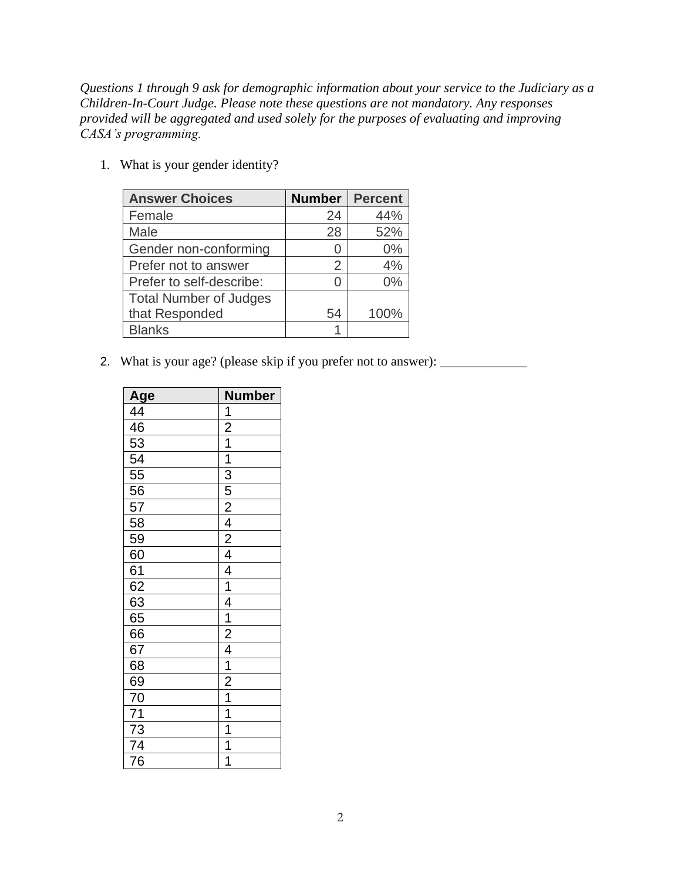*Questions 1 through 9 ask for demographic information about your service to the Judiciary as a Children-In-Court Judge. Please note these questions are not mandatory. Any responses provided will be aggregated and used solely for the purposes of evaluating and improving CASA's programming.*

1. What is your gender identity?

| Answer Choices | Number | Percent |
|---|---|---|
| Female | 24 | 44% |
| Male | 28 | 52% |
| Gender non-conforming | 0 | 0% |
| Prefer not to answer | 2 | 4% |
| Prefer to self-describe: | 0 | 0% |
| Total Number of Judges that Responded | 54 | 100% |
| Blanks | 1 | |

2. What is your age? (please skip if you prefer not to answer): _____________

| Age | Number |
|---|---|
| 44 | 1 |
| 46 | 2 |
| 53 | 1 |
| 54 | 1 |
| 55 | 3 |
| 56 | 5 |
| 57 | 2 |
| 58 | 4 |
| 59 | 2 |
| 60 | 4 |
| 61 | 4 |
| 62 | 1 |
| 63 | 4 |
| 65 | 1 |
| 66 | 2 |
| 67 | 4 |
| 68 | 1 |
| 69 | 2 |
| 70 | 1 |
| 71 | 1 |
| 73 | 1 |
| 74 | 1 |
| 76 | 1 |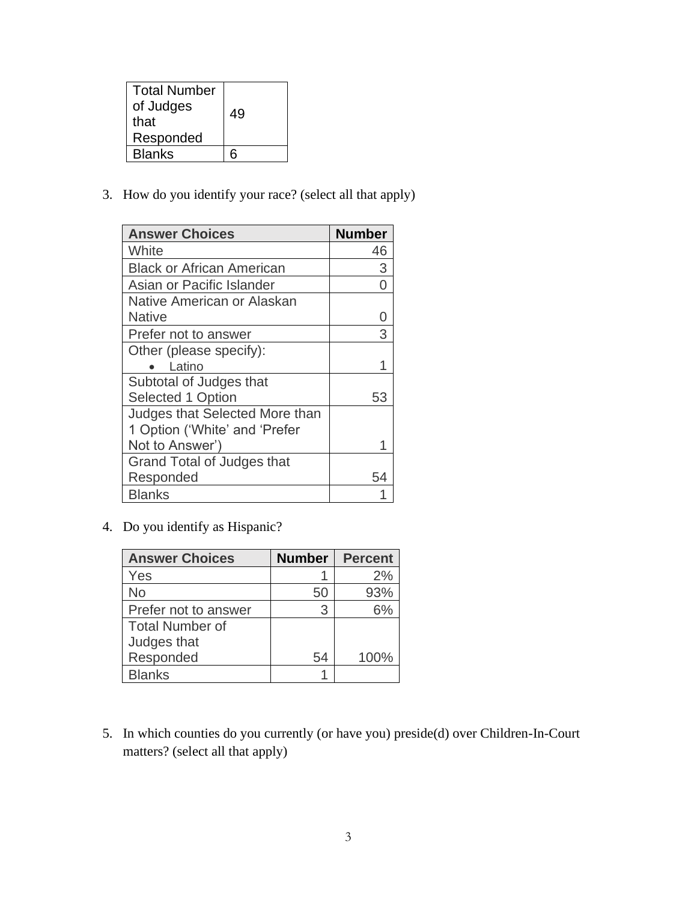| Total Number of Judges that Responded | 49 |
| --- | --- |
| Blanks | 6 |

3. How do you identify your race? (select all that apply)

| Answer Choices | Number |
| --- | --- |
| White | 46 |
| Black or African American | 3 |
| Asian or Pacific Islander | 0 |
| Native American or Alaskan Native | 0 |
| Prefer not to answer | 3 |
| Other (please specify): <br>• Latino | 1 |
| Subtotal of Judges that Selected 1 Option | 53 |
| Judges that Selected More than 1 Option ('White' and 'Prefer Not to Answer') | 1 |
| Grand Total of Judges that Responded | 54 |
| Blanks | 1 |

4. Do you identify as Hispanic?

| Answer Choices | Number | Percent |
| --- | --- | --- |
| Yes | 1 | 2% |
| No | 50 | 93% |
| Prefer not to answer | 3 | 6% |
| Total Number of Judges that Responded | 54 | 100% |
| Blanks | 1 | |

5. In which counties do you currently (or have you) preside(d) over Children-In-Court matters? (select all that apply)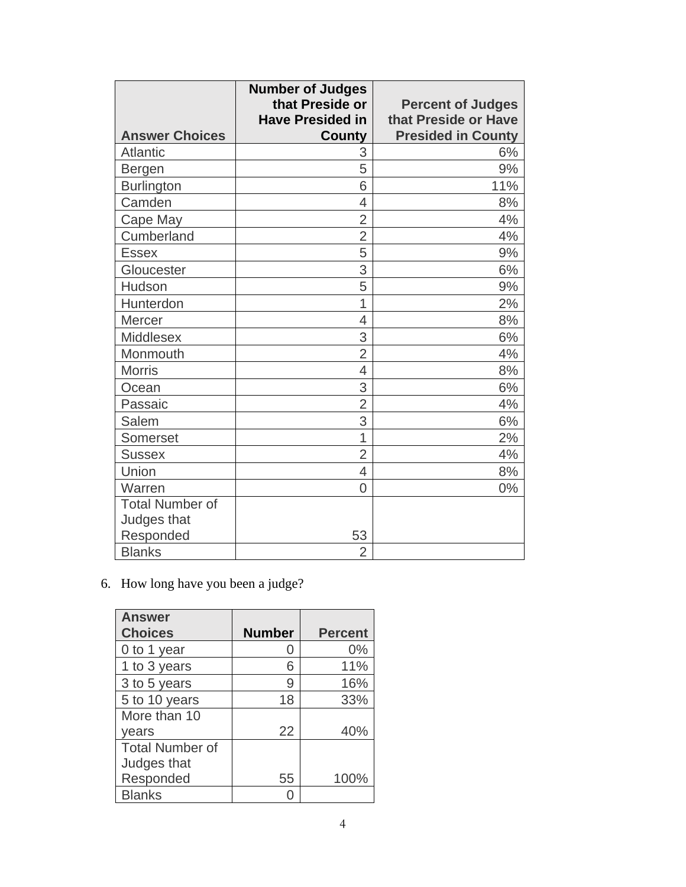| Answer Choices | Number of Judges that Preside or Have Presided in County | Percent of Judges that Preside or Have Presided in County |
|---|---|---|
| Atlantic | 3 | 6% |
| Bergen | 5 | 9% |
| Burlington | 6 | 11% |
| Camden | 4 | 8% |
| Cape May | 2 | 4% |
| Cumberland | 2 | 4% |
| Essex | 5 | 9% |
| Gloucester | 3 | 6% |
| Hudson | 5 | 9% |
| Hunterdon | 1 | 2% |
| Mercer | 4 | 8% |
| Middlesex | 3 | 6% |
| Monmouth | 2 | 4% |
| Morris | 4 | 8% |
| Ocean | 3 | 6% |
| Passaic | 2 | 4% |
| Salem | 3 | 6% |
| Somerset | 1 | 2% |
| Sussex | 2 | 4% |
| Union | 4 | 8% |
| Warren | 0 | 0% |
| Total Number of Judges that Responded | 53 | |
| Blanks | 2 | |

6. How long have you been a judge?

| Answer Choices | Number | Percent |
|---|---|---|
| 0 to 1 year | 0 | 0% |
| 1 to 3 years | 6 | 11% |
| 3 to 5 years | 9 | 16% |
| 5 to 10 years | 18 | 33% |
| More than 10 years | 22 | 40% |
| Total Number of Judges that Responded | 55 | 100% |
| Blanks | 0 | |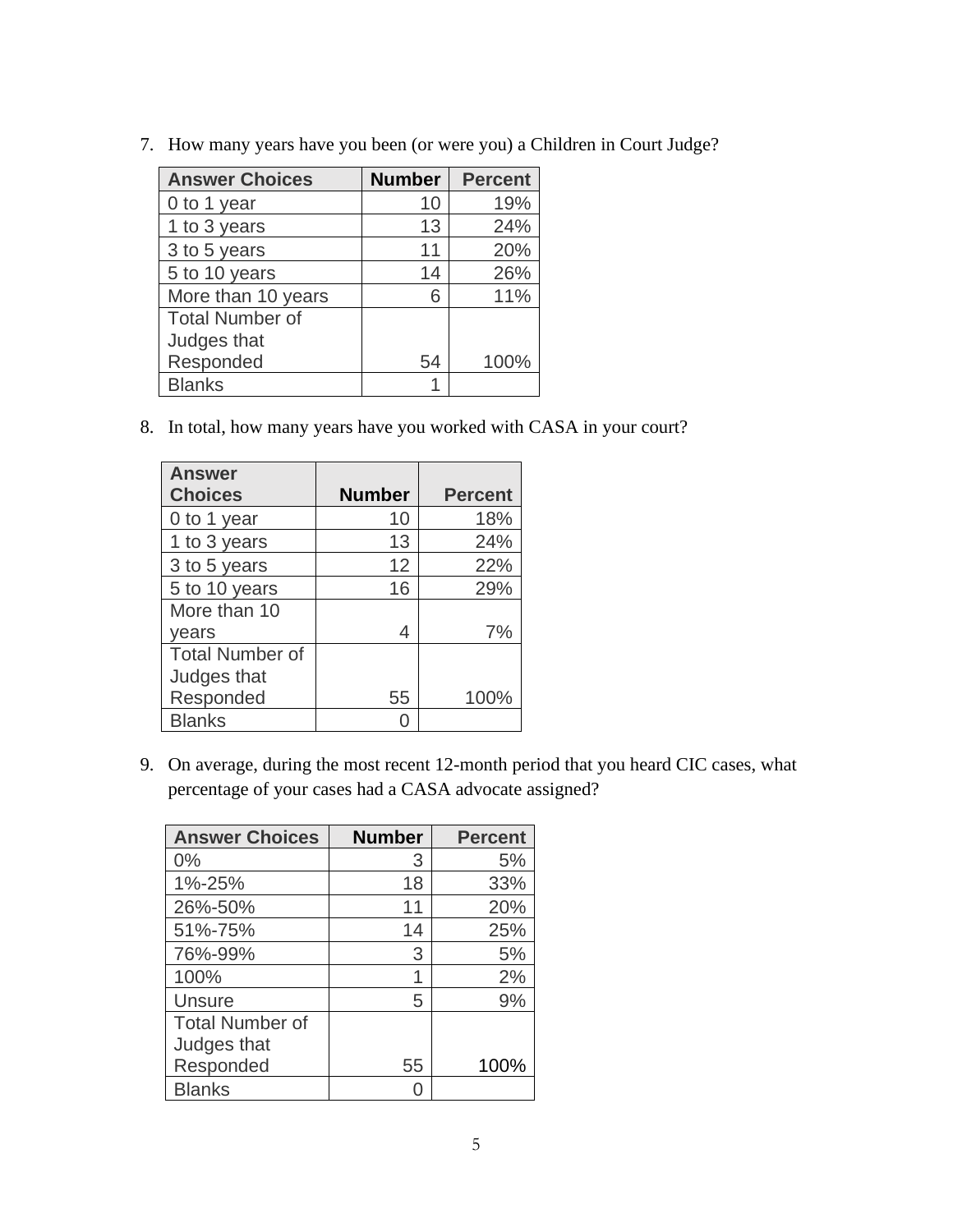7. How many years have you been (or were you) a Children in Court Judge?

| Answer Choices | Number | Percent |
|---|---|---|
| 0 to 1 year | 10 | 19% |
| 1 to 3 years | 13 | 24% |
| 3 to 5 years | 11 | 20% |
| 5 to 10 years | 14 | 26% |
| More than 10 years | 6 | 11% |
| Total Number of Judges that Responded | 54 | 100% |
| Blanks | 1 | |

8. In total, how many years have you worked with CASA in your court?

| Answer Choices | Number | Percent |
|---|---|---|
| 0 to 1 year | 10 | 18% |
| 1 to 3 years | 13 | 24% |
| 3 to 5 years | 12 | 22% |
| 5 to 10 years | 16 | 29% |
| More than 10 years | 4 | 7% |
| Total Number of Judges that Responded | 55 | 100% |
| Blanks | 0 | |

9. On average, during the most recent 12-month period that you heard CIC cases, what percentage of your cases had a CASA advocate assigned?

| Answer Choices | Number | Percent |
|---|---|---|
| 0% | 3 | 5% |
| 1%-25% | 18 | 33% |
| 26%-50% | 11 | 20% |
| 51%-75% | 14 | 25% |
| 76%-99% | 3 | 5% |
| 100% | 1 | 2% |
| Unsure | 5 | 9% |
| Total Number of Judges that Responded | 55 | 100% |
| Blanks | 0 | |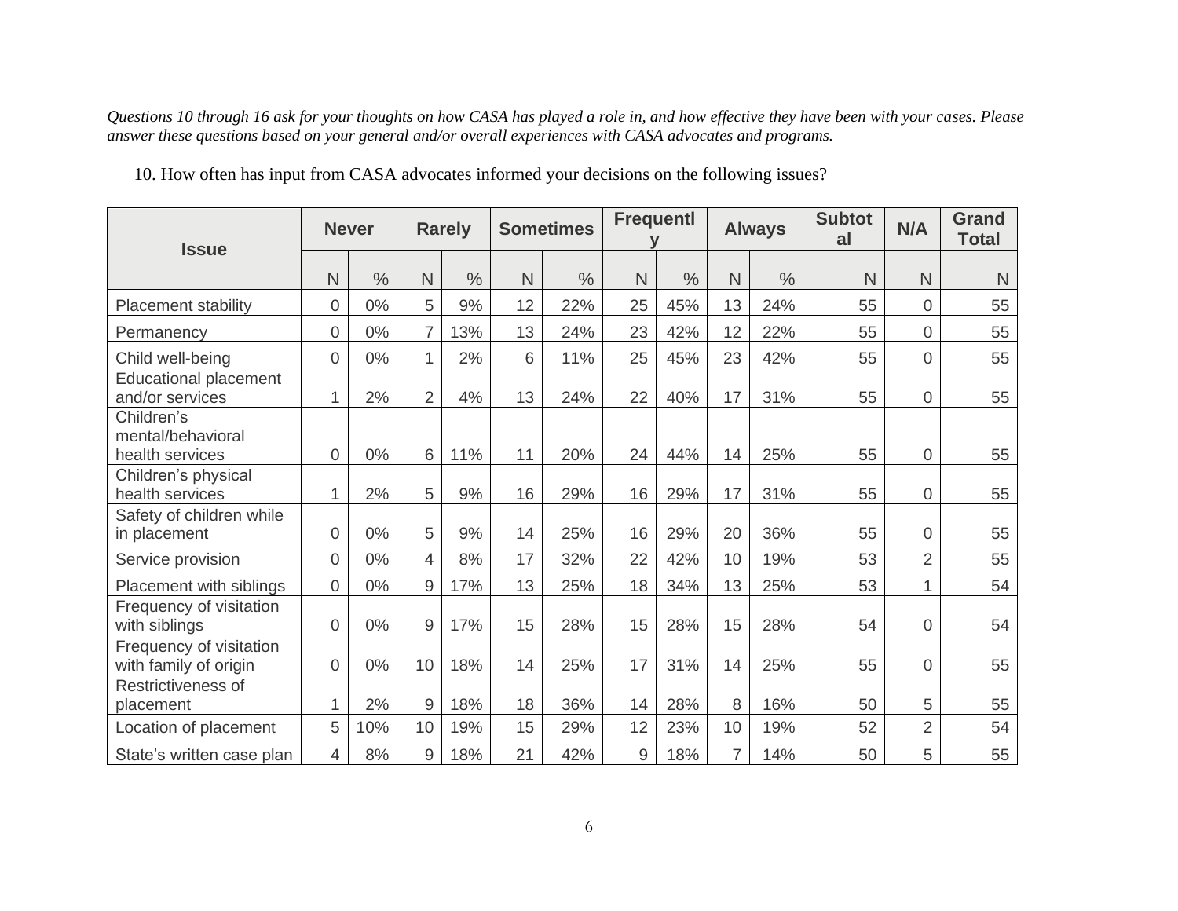*Questions 10 through 16 ask for your thoughts on how CASA has played a role in, and how effective they have been with your cases. Please answer these questions based on your general and/or overall experiences with CASA advocates and programs.*

10. How often has input from CASA advocates informed your decisions on the following issues?

| Issue | Never | | Rarely | | Sometimes | | Frequently | | Always | | Subtotal | N/A | Grand Total |
|---|---|---|---|---|---|---|---|---|---|---|---|---|---|
| | N | % | N | % | N | % | N | % | N | % | N | N | N |
| Placement stability | 0 | 0% | 5 | 9% | 12 | 22% | 25 | 45% | 13 | 24% | 55 | 0 | 55 |
| Permanency | 0 | 0% | 7 | 13% | 13 | 24% | 23 | 42% | 12 | 22% | 55 | 0 | 55 |
| Child well-being | 0 | 0% | 1 | 2% | 6 | 11% | 25 | 45% | 23 | 42% | 55 | 0 | 55 |
| Educational placement and/or services | 1 | 2% | 2 | 4% | 13 | 24% | 22 | 40% | 17 | 31% | 55 | 0 | 55 |
| Children's mental/behavioral health services | 0 | 0% | 6 | 11% | 11 | 20% | 24 | 44% | 14 | 25% | 55 | 0 | 55 |
| Children's physical health services | 1 | 2% | 5 | 9% | 16 | 29% | 16 | 29% | 17 | 31% | 55 | 0 | 55 |
| Safety of children while in placement | 0 | 0% | 5 | 9% | 14 | 25% | 16 | 29% | 20 | 36% | 55 | 0 | 55 |
| Service provision | 0 | 0% | 4 | 8% | 17 | 32% | 22 | 42% | 10 | 19% | 53 | 2 | 55 |
| Placement with siblings | 0 | 0% | 9 | 17% | 13 | 25% | 18 | 34% | 13 | 25% | 53 | 1 | 54 |
| Frequency of visitation with siblings | 0 | 0% | 9 | 17% | 15 | 28% | 15 | 28% | 15 | 28% | 54 | 0 | 54 |
| Frequency of visitation with family of origin | 0 | 0% | 10 | 18% | 14 | 25% | 17 | 31% | 14 | 25% | 55 | 0 | 55 |
| Restrictiveness of placement | 1 | 2% | 9 | 18% | 18 | 36% | 14 | 28% | 8 | 16% | 50 | 5 | 55 |
| Location of placement | 5 | 10% | 10 | 19% | 15 | 29% | 12 | 23% | 10 | 19% | 52 | 2 | 54 |
| State's written case plan | 4 | 8% | 9 | 18% | 21 | 42% | 9 | 18% | 7 | 14% | 50 | 5 | 55 |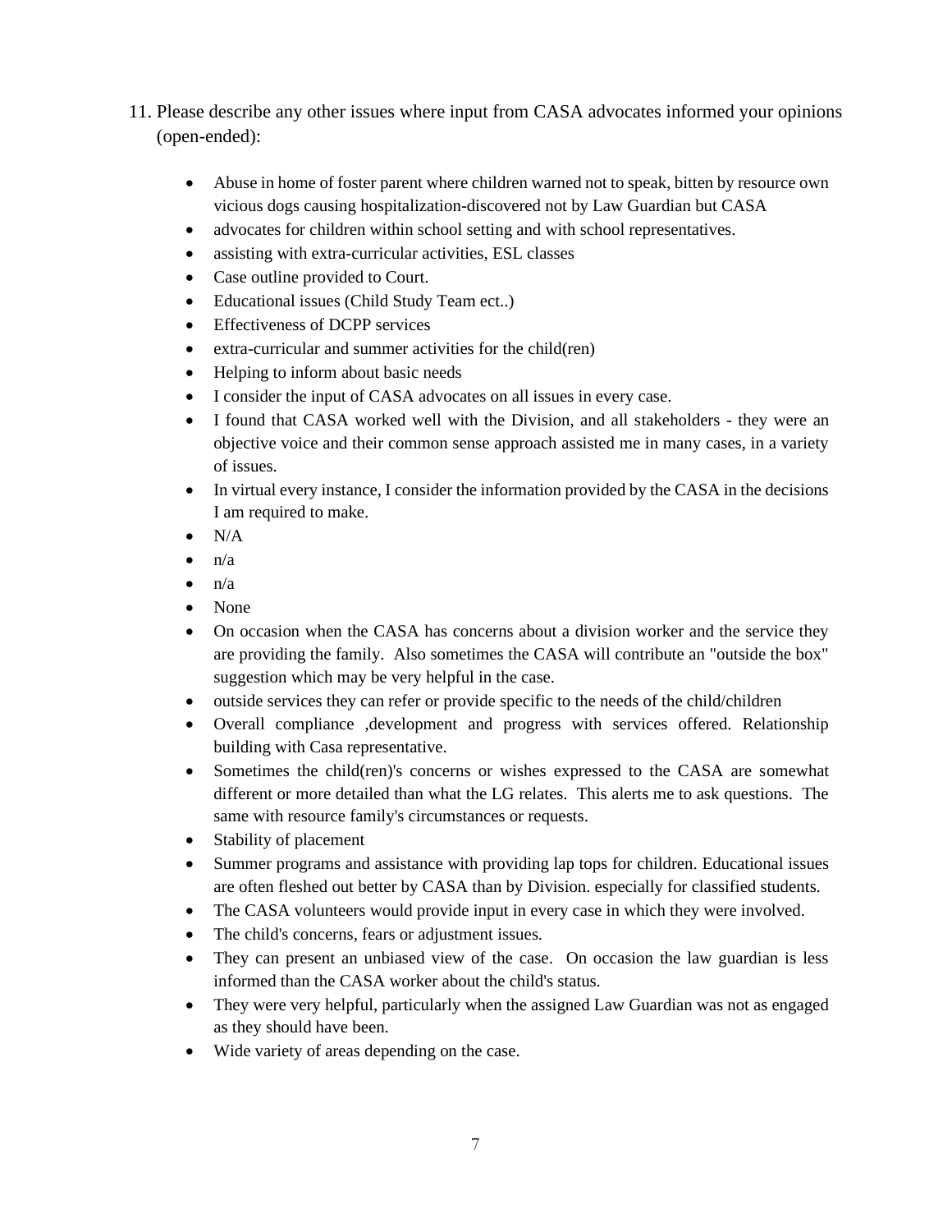11. Please describe any other issues where input from CASA advocates informed your opinions (open-ended):

- Abuse in home of foster parent where children warned not to speak, bitten by resource own vicious dogs causing hospitalization-discovered not by Law Guardian but CASA
- advocates for children within school setting and with school representatives.
- assisting with extra-curricular activities, ESL classes
- Case outline provided to Court.
- Educational issues (Child Study Team ect..)
- Effectiveness of DCPP services
- extra-curricular and summer activities for the child(ren)
- Helping to inform about basic needs
- I consider the input of CASA advocates on all issues in every case.
- I found that CASA worked well with the Division, and all stakeholders - they were an objective voice and their common sense approach assisted me in many cases, in a variety of issues.
- In virtual every instance, I consider the information provided by the CASA in the decisions I am required to make.
- N/A
- n/a
- n/a
- None
- On occasion when the CASA has concerns about a division worker and the service they are providing the family. Also sometimes the CASA will contribute an "outside the box" suggestion which may be very helpful in the case.
- outside services they can refer or provide specific to the needs of the child/children
- Overall compliance ,development and progress with services offered. Relationship building with Casa representative.
- Sometimes the child(ren)'s concerns or wishes expressed to the CASA are somewhat different or more detailed than what the LG relates. This alerts me to ask questions. The same with resource family's circumstances or requests.
- Stability of placement
- Summer programs and assistance with providing lap tops for children. Educational issues are often fleshed out better by CASA than by Division. especially for classified students.
- The CASA volunteers would provide input in every case in which they were involved.
- The child's concerns, fears or adjustment issues.
- They can present an unbiased view of the case. On occasion the law guardian is less informed than the CASA worker about the child's status.
- They were very helpful, particularly when the assigned Law Guardian was not as engaged as they should have been.
- Wide variety of areas depending on the case.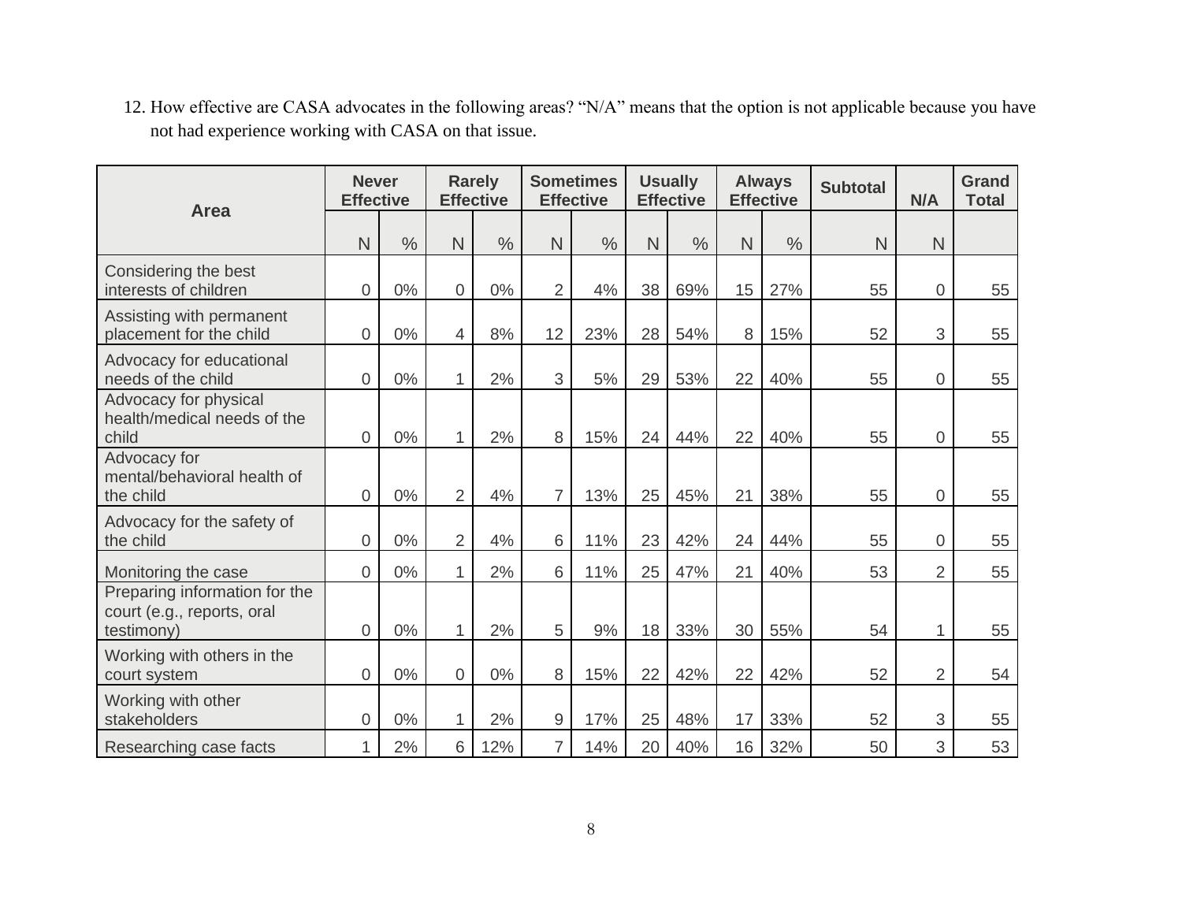12. How effective are CASA advocates in the following areas? "N/A" means that the option is not applicable because you have not had experience working with CASA on that issue.

| Area | Never Effective | | Rarely Effective | | Sometimes Effective | | Usually Effective | | Always Effective | | Subtotal | N/A | Grand Total |
|---|---|---|---|---|---|---|---|---|---|---|---|---|---|
| | N | % | N | % | N | % | N | % | N | % | N | N | |
| Considering the best interests of children | 0 | 0% | 0 | 0% | 2 | 4% | 38 | 69% | 15 | 27% | 55 | 0 | 55 |
| Assisting with permanent placement for the child | 0 | 0% | 4 | 8% | 12 | 23% | 28 | 54% | 8 | 15% | 52 | 3 | 55 |
| Advocacy for educational needs of the child | 0 | 0% | 1 | 2% | 3 | 5% | 29 | 53% | 22 | 40% | 55 | 0 | 55 |
| Advocacy for physical health/medical needs of the child | 0 | 0% | 1 | 2% | 8 | 15% | 24 | 44% | 22 | 40% | 55 | 0 | 55 |
| Advocacy for mental/behavioral health of the child | 0 | 0% | 2 | 4% | 7 | 13% | 25 | 45% | 21 | 38% | 55 | 0 | 55 |
| Advocacy for the safety of the child | 0 | 0% | 2 | 4% | 6 | 11% | 23 | 42% | 24 | 44% | 55 | 0 | 55 |
| Monitoring the case | 0 | 0% | 1 | 2% | 6 | 11% | 25 | 47% | 21 | 40% | 53 | 2 | 55 |
| Preparing information for the court (e.g., reports, oral testimony) | 0 | 0% | 1 | 2% | 5 | 9% | 18 | 33% | 30 | 55% | 54 | 1 | 55 |
| Working with others in the court system | 0 | 0% | 0 | 0% | 8 | 15% | 22 | 42% | 22 | 42% | 52 | 2 | 54 |
| Working with other stakeholders | 0 | 0% | 1 | 2% | 9 | 17% | 25 | 48% | 17 | 33% | 52 | 3 | 55 |
| Researching case facts | 1 | 2% | 6 | 12% | 7 | 14% | 20 | 40% | 16 | 32% | 50 | 3 | 53 |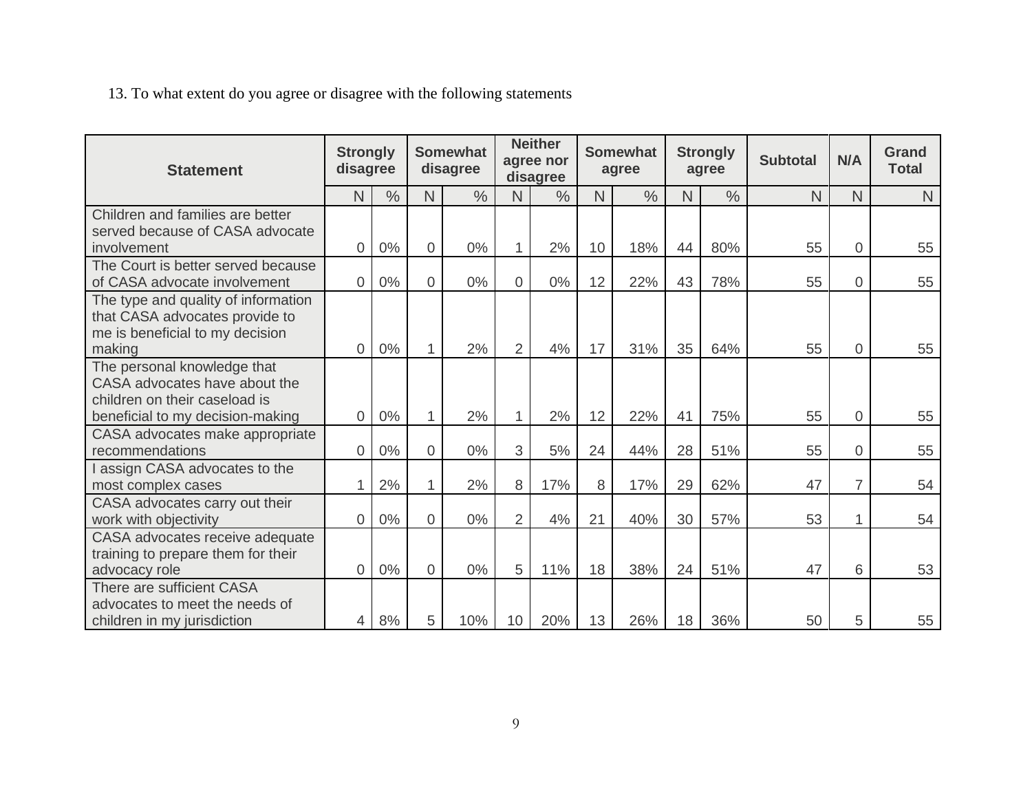13. To what extent do you agree or disagree with the following statements

| Statement | Strongly disagree | | Somewhat disagree | | Neither agree nor disagree | | Somewhat agree | | Strongly agree | | Subtotal | N/A | Grand Total |
|---|---|---|---|---|---|---|---|---|---|---|---|---|---|
| | N | % | N | % | N | % | N | % | N | % | N | N | N |
| Children and families are better served because of CASA advocate involvement | 0 | 0% | 0 | 0% | 1 | 2% | 10 | 18% | 44 | 80% | 55 | 0 | 55 |
| The Court is better served because of CASA advocate involvement | 0 | 0% | 0 | 0% | 0 | 0% | 12 | 22% | 43 | 78% | 55 | 0 | 55 |
| The type and quality of information that CASA advocates provide to me is beneficial to my decision making | 0 | 0% | 1 | 2% | 2 | 4% | 17 | 31% | 35 | 64% | 55 | 0 | 55 |
| The personal knowledge that CASA advocates have about the children on their caseload is beneficial to my decision-making | 0 | 0% | 1 | 2% | 1 | 2% | 12 | 22% | 41 | 75% | 55 | 0 | 55 |
| CASA advocates make appropriate recommendations | 0 | 0% | 0 | 0% | 3 | 5% | 24 | 44% | 28 | 51% | 55 | 0 | 55 |
| I assign CASA advocates to the most complex cases | 1 | 2% | 1 | 2% | 8 | 17% | 8 | 17% | 29 | 62% | 47 | 7 | 54 |
| CASA advocates carry out their work with objectivity | 0 | 0% | 0 | 0% | 2 | 4% | 21 | 40% | 30 | 57% | 53 | 1 | 54 |
| CASA advocates receive adequate training to prepare them for their advocacy role | 0 | 0% | 0 | 0% | 5 | 11% | 18 | 38% | 24 | 51% | 47 | 6 | 53 |
| There are sufficient CASA advocates to meet the needs of children in my jurisdiction | 4 | 8% | 5 | 10% | 10 | 20% | 13 | 26% | 18 | 36% | 50 | 5 | 55 |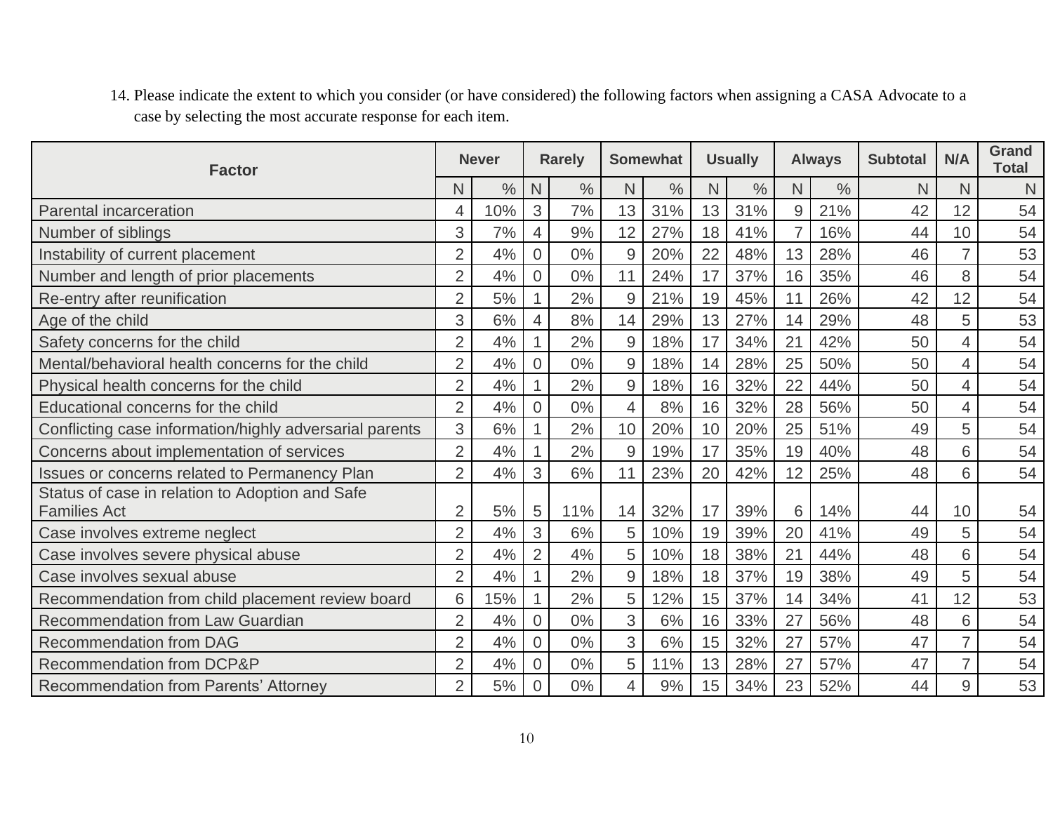14. Please indicate the extent to which you consider (or have considered) the following factors when assigning a CASA Advocate to a case by selecting the most accurate response for each item.

| Factor | Never | | Rarely | | Somewhat | | Usually | | Always | | Subtotal | N/A | Grand Total |
|---|---|---|---|---|---|---|---|---|---|---|---|---|---|
| | N | % | N | % | N | % | N | % | N | % | N | N | N |
| Parental incarceration | 4 | 10% | 3 | 7% | 13 | 31% | 13 | 31% | 9 | 21% | 42 | 12 | 54 |
| Number of siblings | 3 | 7% | 4 | 9% | 12 | 27% | 18 | 41% | 7 | 16% | 44 | 10 | 54 |
| Instability of current placement | 2 | 4% | 0 | 0% | 9 | 20% | 22 | 48% | 13 | 28% | 46 | 7 | 53 |
| Number and length of prior placements | 2 | 4% | 0 | 0% | 11 | 24% | 17 | 37% | 16 | 35% | 46 | 8 | 54 |
| Re-entry after reunification | 2 | 5% | 1 | 2% | 9 | 21% | 19 | 45% | 11 | 26% | 42 | 12 | 54 |
| Age of the child | 3 | 6% | 4 | 8% | 14 | 29% | 13 | 27% | 14 | 29% | 48 | 5 | 53 |
| Safety concerns for the child | 2 | 4% | 1 | 2% | 9 | 18% | 17 | 34% | 21 | 42% | 50 | 4 | 54 |
| Mental/behavioral health concerns for the child | 2 | 4% | 0 | 0% | 9 | 18% | 14 | 28% | 25 | 50% | 50 | 4 | 54 |
| Physical health concerns for the child | 2 | 4% | 1 | 2% | 9 | 18% | 16 | 32% | 22 | 44% | 50 | 4 | 54 |
| Educational concerns for the child | 2 | 4% | 0 | 0% | 4 | 8% | 16 | 32% | 28 | 56% | 50 | 4 | 54 |
| Conflicting case information/highly adversarial parents | 3 | 6% | 1 | 2% | 10 | 20% | 10 | 20% | 25 | 51% | 49 | 5 | 54 |
| Concerns about implementation of services | 2 | 4% | 1 | 2% | 9 | 19% | 17 | 35% | 19 | 40% | 48 | 6 | 54 |
| Issues or concerns related to Permanency Plan | 2 | 4% | 3 | 6% | 11 | 23% | 20 | 42% | 12 | 25% | 48 | 6 | 54 |
| Status of case in relation to Adoption and Safe Families Act | 2 | 5% | 5 | 11% | 14 | 32% | 17 | 39% | 6 | 14% | 44 | 10 | 54 |
| Case involves extreme neglect | 2 | 4% | 3 | 6% | 5 | 10% | 19 | 39% | 20 | 41% | 49 | 5 | 54 |
| Case involves severe physical abuse | 2 | 4% | 2 | 4% | 5 | 10% | 18 | 38% | 21 | 44% | 48 | 6 | 54 |
| Case involves sexual abuse | 2 | 4% | 1 | 2% | 9 | 18% | 18 | 37% | 19 | 38% | 49 | 5 | 54 |
| Recommendation from child placement review board | 6 | 15% | 1 | 2% | 5 | 12% | 15 | 37% | 14 | 34% | 41 | 12 | 53 |
| Recommendation from Law Guardian | 2 | 4% | 0 | 0% | 3 | 6% | 16 | 33% | 27 | 56% | 48 | 6 | 54 |
| Recommendation from DAG | 2 | 4% | 0 | 0% | 3 | 6% | 15 | 32% | 27 | 57% | 47 | 7 | 54 |
| Recommendation from DCP&P | 2 | 4% | 0 | 0% | 5 | 11% | 13 | 28% | 27 | 57% | 47 | 7 | 54 |
| Recommendation from Parents' Attorney | 2 | 5% | 0 | 0% | 4 | 9% | 15 | 34% | 23 | 52% | 44 | 9 | 53 |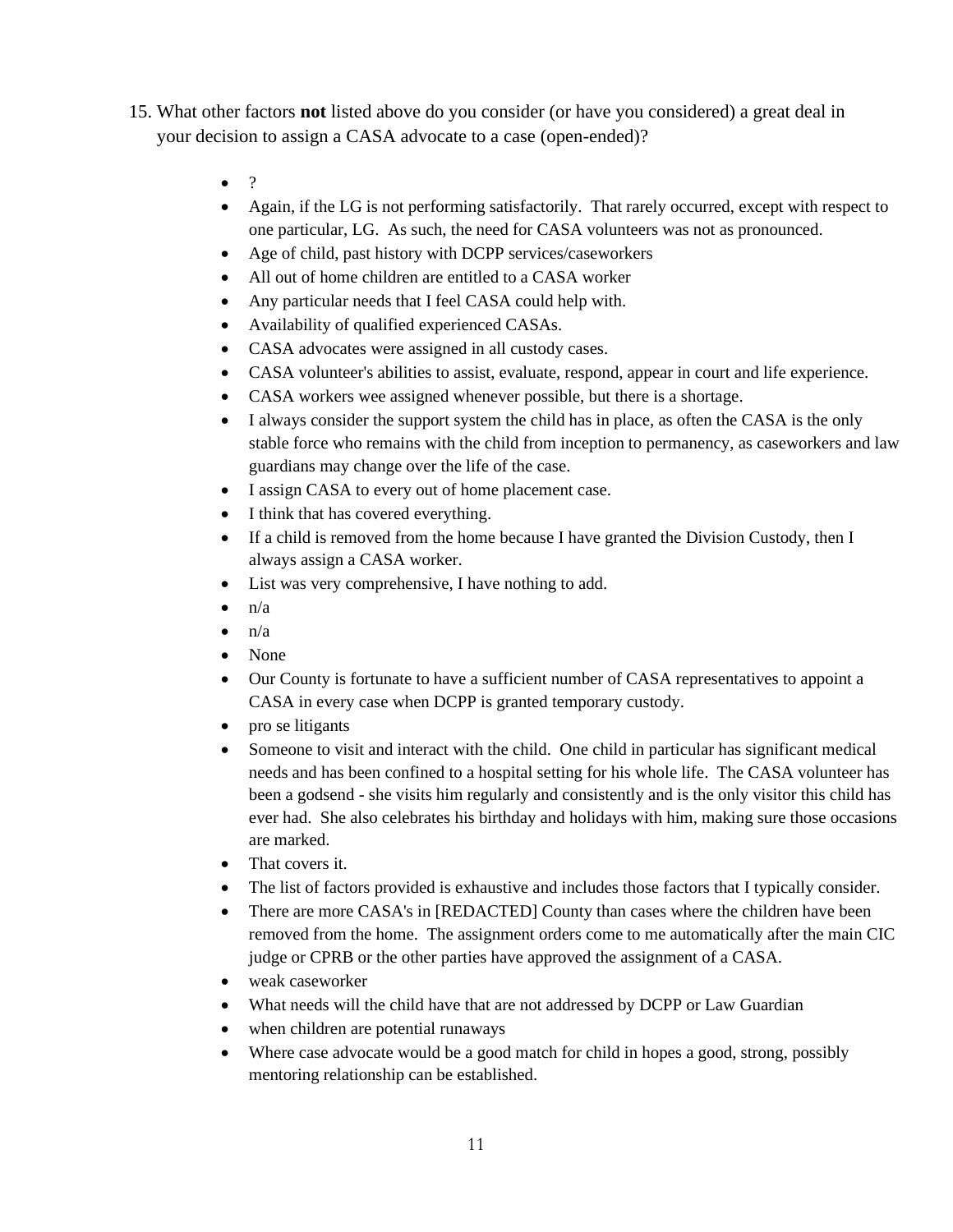15. What other factors **not** listed above do you consider (or have you considered) a great deal in your decision to assign a CASA advocate to a case (open-ended)?

    - ?
    - Again, if the LG is not performing satisfactorily. That rarely occurred, except with respect to one particular, LG. As such, the need for CASA volunteers was not as pronounced.
    - Age of child, past history with DCPP services/caseworkers
    - All out of home children are entitled to a CASA worker
    - Any particular needs that I feel CASA could help with.
    - Availability of qualified experienced CASAs.
    - CASA advocates were assigned in all custody cases.
    - CASA volunteer's abilities to assist, evaluate, respond, appear in court and life experience.
    - CASA workers wee assigned whenever possible, but there is a shortage.
    - I always consider the support system the child has in place, as often the CASA is the only stable force who remains with the child from inception to permanency, as caseworkers and law guardians may change over the life of the case.
    - I assign CASA to every out of home placement case.
    - I think that has covered everything.
    - If a child is removed from the home because I have granted the Division Custody, then I always assign a CASA worker.
    - List was very comprehensive, I have nothing to add.
    - n/a
    - n/a
    - None
    - Our County is fortunate to have a sufficient number of CASA representatives to appoint a CASA in every case when DCPP is granted temporary custody.
    - pro se litigants
    - Someone to visit and interact with the child. One child in particular has significant medical needs and has been confined to a hospital setting for his whole life. The CASA volunteer has been a godsend - she visits him regularly and consistently and is the only visitor this child has ever had. She also celebrates his birthday and holidays with him, making sure those occasions are marked.
    - That covers it.
    - The list of factors provided is exhaustive and includes those factors that I typically consider.
    - There are more CASA's in [REDACTED] County than cases where the children have been removed from the home. The assignment orders come to me automatically after the main CIC judge or CPRB or the other parties have approved the assignment of a CASA.
    - weak caseworker
    - What needs will the child have that are not addressed by DCPP or Law Guardian
    - when children are potential runaways
    - Where case advocate would be a good match for child in hopes a good, strong, possibly mentoring relationship can be established.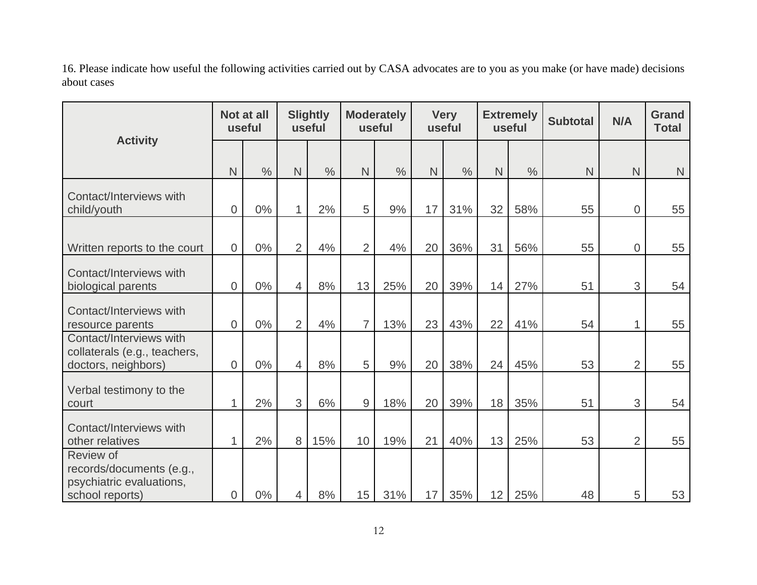16. Please indicate how useful the following activities carried out by CASA advocates are to you as you make (or have made) decisions about cases

| Activity | Not at all useful | | Slightly useful | | Moderately useful | | Very useful | | Extremely useful | | Subtotal | N/A | Grand Total |
|---|---|---|---|---|---|---|---|---|---|---|---|---|---|
| | N | % | N | % | N | % | N | % | N | % | N | N | N |
| Contact/Interviews with child/youth | 0 | 0% | 1 | 2% | 5 | 9% | 17 | 31% | 32 | 58% | 55 | 0 | 55 |
| Written reports to the court | 0 | 0% | 2 | 4% | 2 | 4% | 20 | 36% | 31 | 56% | 55 | 0 | 55 |
| Contact/Interviews with biological parents | 0 | 0% | 4 | 8% | 13 | 25% | 20 | 39% | 14 | 27% | 51 | 3 | 54 |
| Contact/Interviews with resource parents | 0 | 0% | 2 | 4% | 7 | 13% | 23 | 43% | 22 | 41% | 54 | 1 | 55 |
| Contact/Interviews with collaterals (e.g., teachers, doctors, neighbors) | 0 | 0% | 4 | 8% | 5 | 9% | 20 | 38% | 24 | 45% | 53 | 2 | 55 |
| Verbal testimony to the court | 1 | 2% | 3 | 6% | 9 | 18% | 20 | 39% | 18 | 35% | 51 | 3 | 54 |
| Contact/Interviews with other relatives | 1 | 2% | 8 | 15% | 10 | 19% | 21 | 40% | 13 | 25% | 53 | 2 | 55 |
| Review of records/documents (e.g., psychiatric evaluations, school reports) | 0 | 0% | 4 | 8% | 15 | 31% | 17 | 35% | 12 | 25% | 48 | 5 | 53 |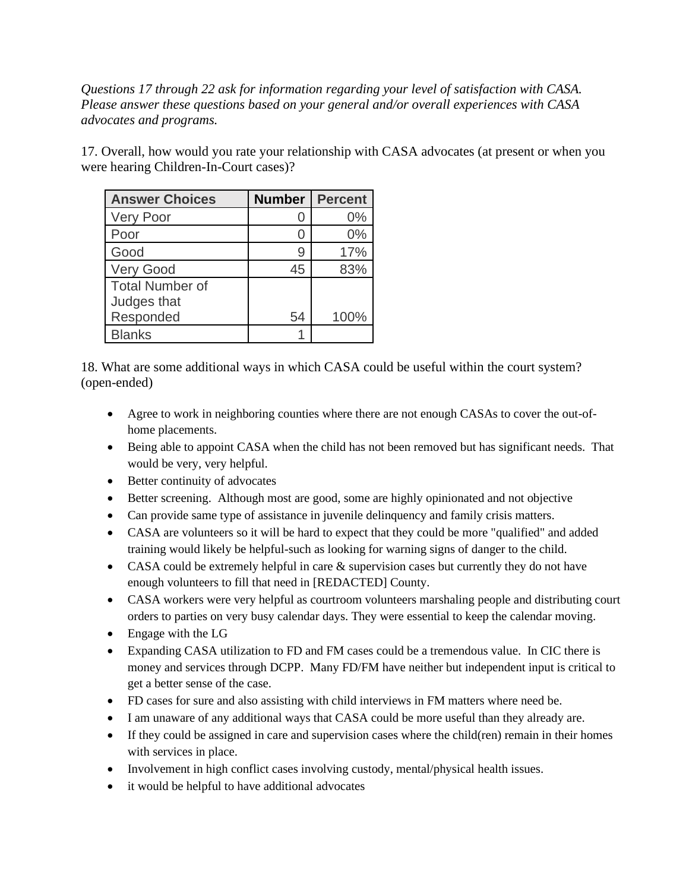*Questions 17 through 22 ask for information regarding your level of satisfaction with CASA. Please answer these questions based on your general and/or overall experiences with CASA advocates and programs.*

17. Overall, how would you rate your relationship with CASA advocates (at present or when you were hearing Children-In-Court cases)?

| Answer Choices | Number | Percent |
|---|---|---|
| Very Poor | 0 | 0% |
| Poor | 0 | 0% |
| Good | 9 | 17% |
| Very Good | 45 | 83% |
| Total Number of Judges that Responded | 54 | 100% |
| Blanks | 1 | |

18. What are some additional ways in which CASA could be useful within the court system? (open-ended)

- Agree to work in neighboring counties where there are not enough CASAs to cover the out-of-home placements.
- Being able to appoint CASA when the child has not been removed but has significant needs. That would be very, very helpful.
- Better continuity of advocates
- Better screening. Although most are good, some are highly opinionated and not objective
- Can provide same type of assistance in juvenile delinquency and family crisis matters.
- CASA are volunteers so it will be hard to expect that they could be more "qualified" and added training would likely be helpful-such as looking for warning signs of danger to the child.
- CASA could be extremely helpful in care & supervision cases but currently they do not have enough volunteers to fill that need in [REDACTED] County.
- CASA workers were very helpful as courtroom volunteers marshaling people and distributing court orders to parties on very busy calendar days. They were essential to keep the calendar moving.
- Engage with the LG
- Expanding CASA utilization to FD and FM cases could be a tremendous value. In CIC there is money and services through DCPP. Many FD/FM have neither but independent input is critical to get a better sense of the case.
- FD cases for sure and also assisting with child interviews in FM matters where need be.
- I am unaware of any additional ways that CASA could be more useful than they already are.
- If they could be assigned in care and supervision cases where the child(ren) remain in their homes with services in place.
- Involvement in high conflict cases involving custody, mental/physical health issues.
- it would be helpful to have additional advocates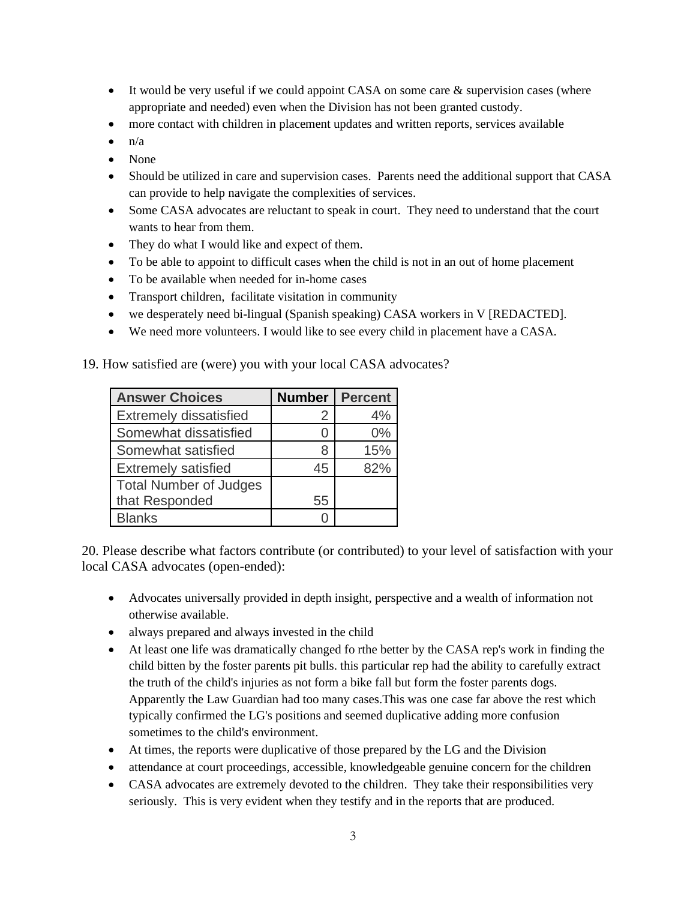- It would be very useful if we could appoint CASA on some care & supervision cases (where appropriate and needed) even when the Division has not been granted custody.
- more contact with children in placement updates and written reports, services available
- n/a
- None
- Should be utilized in care and supervision cases. Parents need the additional support that CASA can provide to help navigate the complexities of services.
- Some CASA advocates are reluctant to speak in court. They need to understand that the court wants to hear from them.
- They do what I would like and expect of them.
- To be able to appoint to difficult cases when the child is not in an out of home placement
- To be available when needed for in-home cases
- Transport children, facilitate visitation in community
- we desperately need bi-lingual (Spanish speaking) CASA workers in V [REDACTED].
- We need more volunteers. I would like to see every child in placement have a CASA.

19. How satisfied are (were) you with your local CASA advocates?

| Answer Choices | Number | Percent |
|---|---|---|
| Extremely dissatisfied | 2 | 4% |
| Somewhat dissatisfied | 0 | 0% |
| Somewhat satisfied | 8 | 15% |
| Extremely satisfied | 45 | 82% |
| Total Number of Judges that Responded | 55 | |
| Blanks | 0 | |

20. Please describe what factors contribute (or contributed) to your level of satisfaction with your local CASA advocates (open-ended):

- Advocates universally provided in depth insight, perspective and a wealth of information not otherwise available.
- always prepared and always invested in the child
- At least one life was dramatically changed fo rthe better by the CASA rep's work in finding the child bitten by the foster parents pit bulls. this particular rep had the ability to carefully extract the truth of the child's injuries as not form a bike fall but form the foster parents dogs. Apparently the Law Guardian had too many cases.This was one case far above the rest which typically confirmed the LG's positions and seemed duplicative adding more confusion sometimes to the child's environment.
- At times, the reports were duplicative of those prepared by the LG and the Division
- attendance at court proceedings, accessible, knowledgeable genuine concern for the children
- CASA advocates are extremely devoted to the children. They take their responsibilities very seriously. This is very evident when they testify and in the reports that are produced.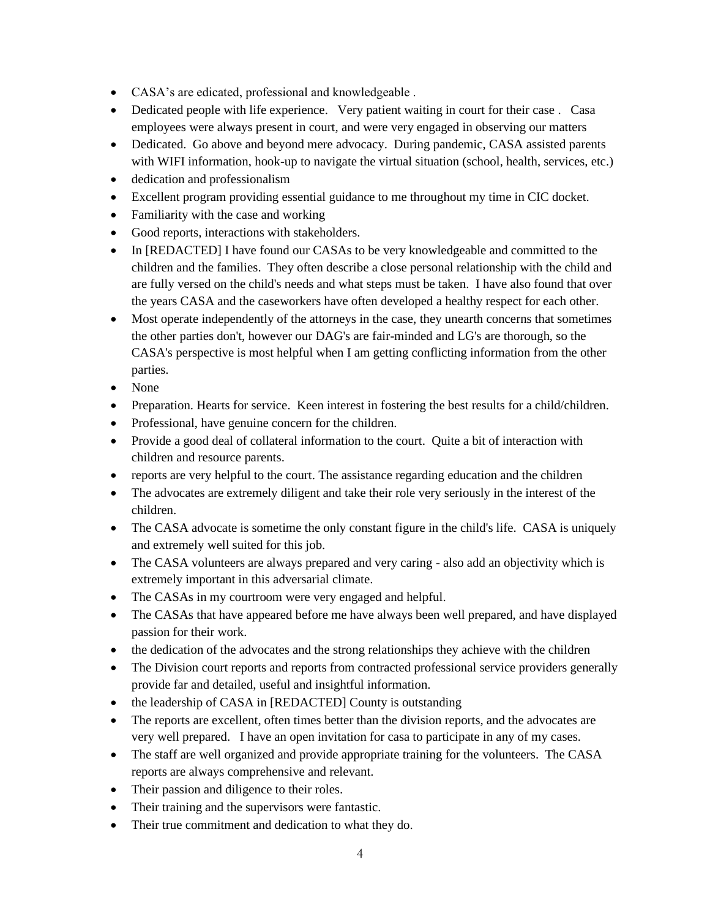- CASA's are edicated, professional and knowledgeable .
- Dedicated people with life experience. Very patient waiting in court for their case . Casa employees were always present in court, and were very engaged in observing our matters
- Dedicated. Go above and beyond mere advocacy. During pandemic, CASA assisted parents with WIFI information, hook-up to navigate the virtual situation (school, health, services, etc.)
- dedication and professionalism
- Excellent program providing essential guidance to me throughout my time in CIC docket.
- Familiarity with the case and working
- Good reports, interactions with stakeholders.
- In [REDACTED] I have found our CASAs to be very knowledgeable and committed to the children and the families. They often describe a close personal relationship with the child and are fully versed on the child's needs and what steps must be taken. I have also found that over the years CASA and the caseworkers have often developed a healthy respect for each other.
- Most operate independently of the attorneys in the case, they unearth concerns that sometimes the other parties don't, however our DAG's are fair-minded and LG's are thorough, so the CASA's perspective is most helpful when I am getting conflicting information from the other parties.
- None
- Preparation. Hearts for service. Keen interest in fostering the best results for a child/children.
- Professional, have genuine concern for the children.
- Provide a good deal of collateral information to the court. Quite a bit of interaction with children and resource parents.
- reports are very helpful to the court. The assistance regarding education and the children
- The advocates are extremely diligent and take their role very seriously in the interest of the children.
- The CASA advocate is sometime the only constant figure in the child's life. CASA is uniquely and extremely well suited for this job.
- The CASA volunteers are always prepared and very caring - also add an objectivity which is extremely important in this adversarial climate.
- The CASAs in my courtroom were very engaged and helpful.
- The CASAs that have appeared before me have always been well prepared, and have displayed passion for their work.
- the dedication of the advocates and the strong relationships they achieve with the children
- The Division court reports and reports from contracted professional service providers generally provide far and detailed, useful and insightful information.
- the leadership of CASA in [REDACTED] County is outstanding
- The reports are excellent, often times better than the division reports, and the advocates are very well prepared. I have an open invitation for casa to participate in any of my cases.
- The staff are well organized and provide appropriate training for the volunteers. The CASA reports are always comprehensive and relevant.
- Their passion and diligence to their roles.
- Their training and the supervisors were fantastic.
- Their true commitment and dedication to what they do.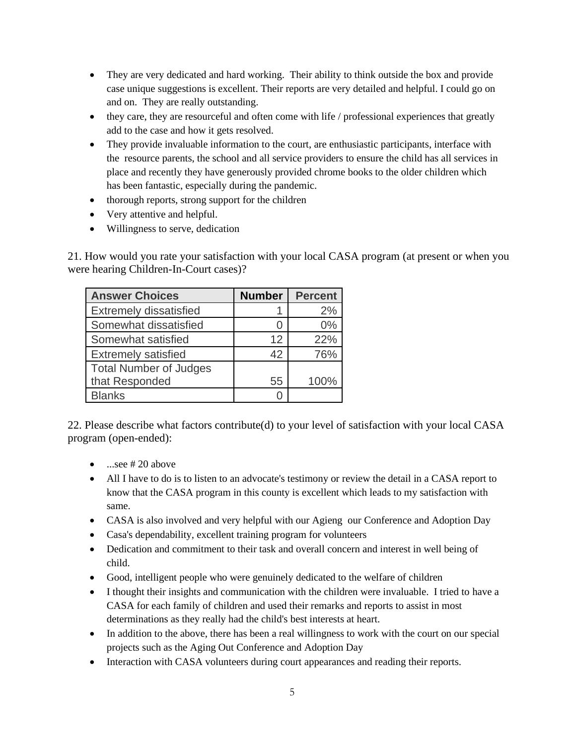- They are very dedicated and hard working. Their ability to think outside the box and provide case unique suggestions is excellent. Their reports are very detailed and helpful. I could go on and on. They are really outstanding.
- they care, they are resourceful and often come with life / professional experiences that greatly add to the case and how it gets resolved.
- They provide invaluable information to the court, are enthusiastic participants, interface with the resource parents, the school and all service providers to ensure the child has all services in place and recently they have generously provided chrome books to the older children which has been fantastic, especially during the pandemic.
- thorough reports, strong support for the children
- Very attentive and helpful.
- Willingness to serve, dedication

21. How would you rate your satisfaction with your local CASA program (at present or when you were hearing Children-In-Court cases)?

| Answer Choices | Number | Percent |
|---|---|---|
| Extremely dissatisfied | 1 | 2% |
| Somewhat dissatisfied | 0 | 0% |
| Somewhat satisfied | 12 | 22% |
| Extremely satisfied | 42 | 76% |
| Total Number of Judges that Responded | 55 | 100% |
| Blanks | 0 | |

22. Please describe what factors contribute(d) to your level of satisfaction with your local CASA program (open-ended):

- ...see # 20 above
- All I have to do is to listen to an advocate's testimony or review the detail in a CASA report to know that the CASA program in this county is excellent which leads to my satisfaction with same.
- CASA is also involved and very helpful with our Agieng our Conference and Adoption Day
- Casa's dependability, excellent training program for volunteers
- Dedication and commitment to their task and overall concern and interest in well being of child.
- Good, intelligent people who were genuinely dedicated to the welfare of children
- I thought their insights and communication with the children were invaluable. I tried to have a CASA for each family of children and used their remarks and reports to assist in most determinations as they really had the child's best interests at heart.
- In addition to the above, there has been a real willingness to work with the court on our special projects such as the Aging Out Conference and Adoption Day
- Interaction with CASA volunteers during court appearances and reading their reports.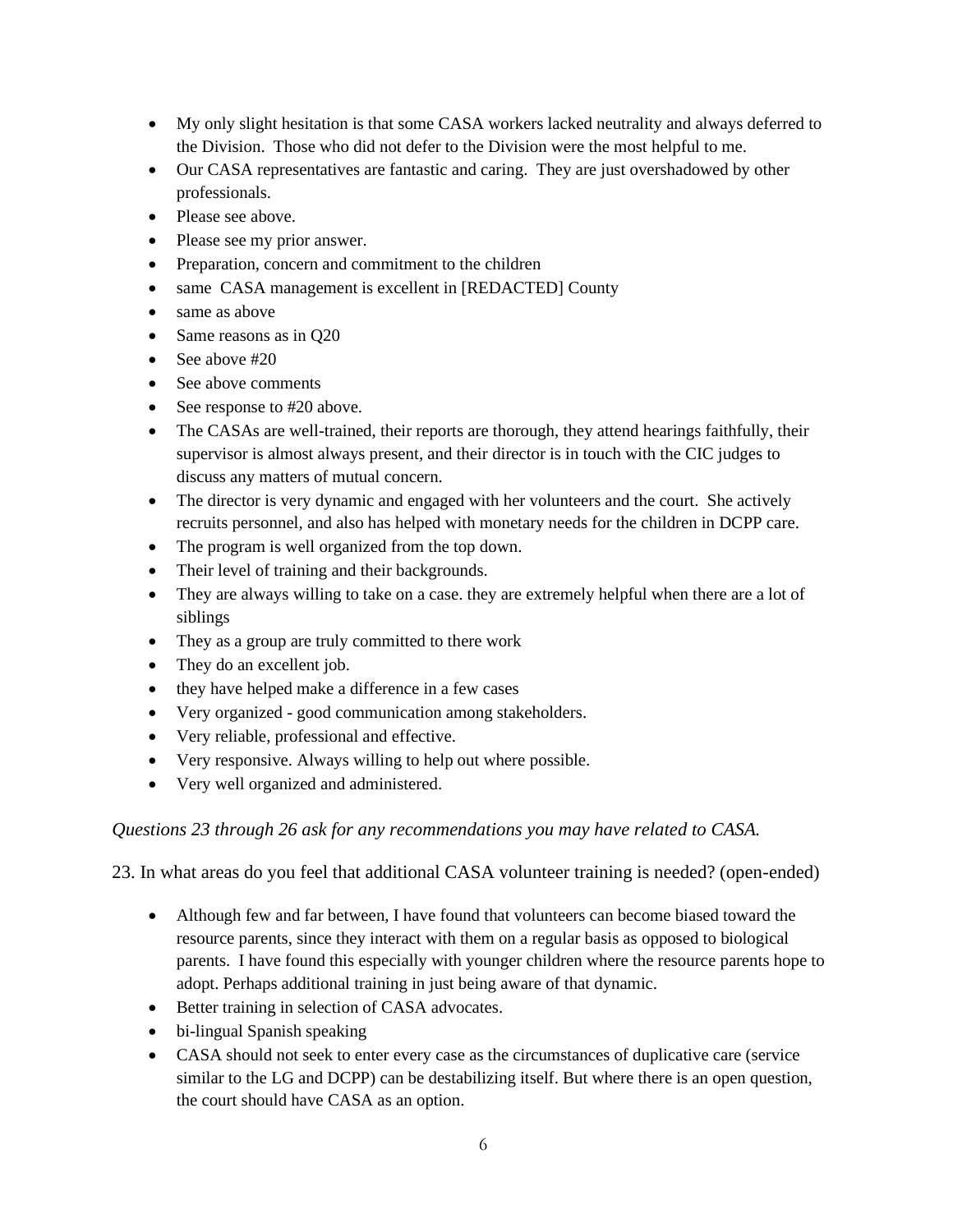- My only slight hesitation is that some CASA workers lacked neutrality and always deferred to the Division. Those who did not defer to the Division were the most helpful to me.
- Our CASA representatives are fantastic and caring. They are just overshadowed by other professionals.
- Please see above.
- Please see my prior answer.
- Preparation, concern and commitment to the children
- same CASA management is excellent in [REDACTED] County
- same as above
- Same reasons as in Q20
- See above #20
- See above comments
- See response to #20 above.
- The CASAs are well-trained, their reports are thorough, they attend hearings faithfully, their supervisor is almost always present, and their director is in touch with the CIC judges to discuss any matters of mutual concern.
- The director is very dynamic and engaged with her volunteers and the court. She actively recruits personnel, and also has helped with monetary needs for the children in DCPP care.
- The program is well organized from the top down.
- Their level of training and their backgrounds.
- They are always willing to take on a case. they are extremely helpful when there are a lot of siblings
- They as a group are truly committed to there work
- They do an excellent job.
- they have helped make a difference in a few cases
- Very organized - good communication among stakeholders.
- Very reliable, professional and effective.
- Very responsive. Always willing to help out where possible.
- Very well organized and administered.

*Questions 23 through 26 ask for any recommendations you may have related to CASA.*

23. In what areas do you feel that additional CASA volunteer training is needed? (open-ended)

- Although few and far between, I have found that volunteers can become biased toward the resource parents, since they interact with them on a regular basis as opposed to biological parents. I have found this especially with younger children where the resource parents hope to adopt. Perhaps additional training in just being aware of that dynamic.
- Better training in selection of CASA advocates.
- bi-lingual Spanish speaking
- CASA should not seek to enter every case as the circumstances of duplicative care (service similar to the LG and DCPP) can be destabilizing itself. But where there is an open question, the court should have CASA as an option.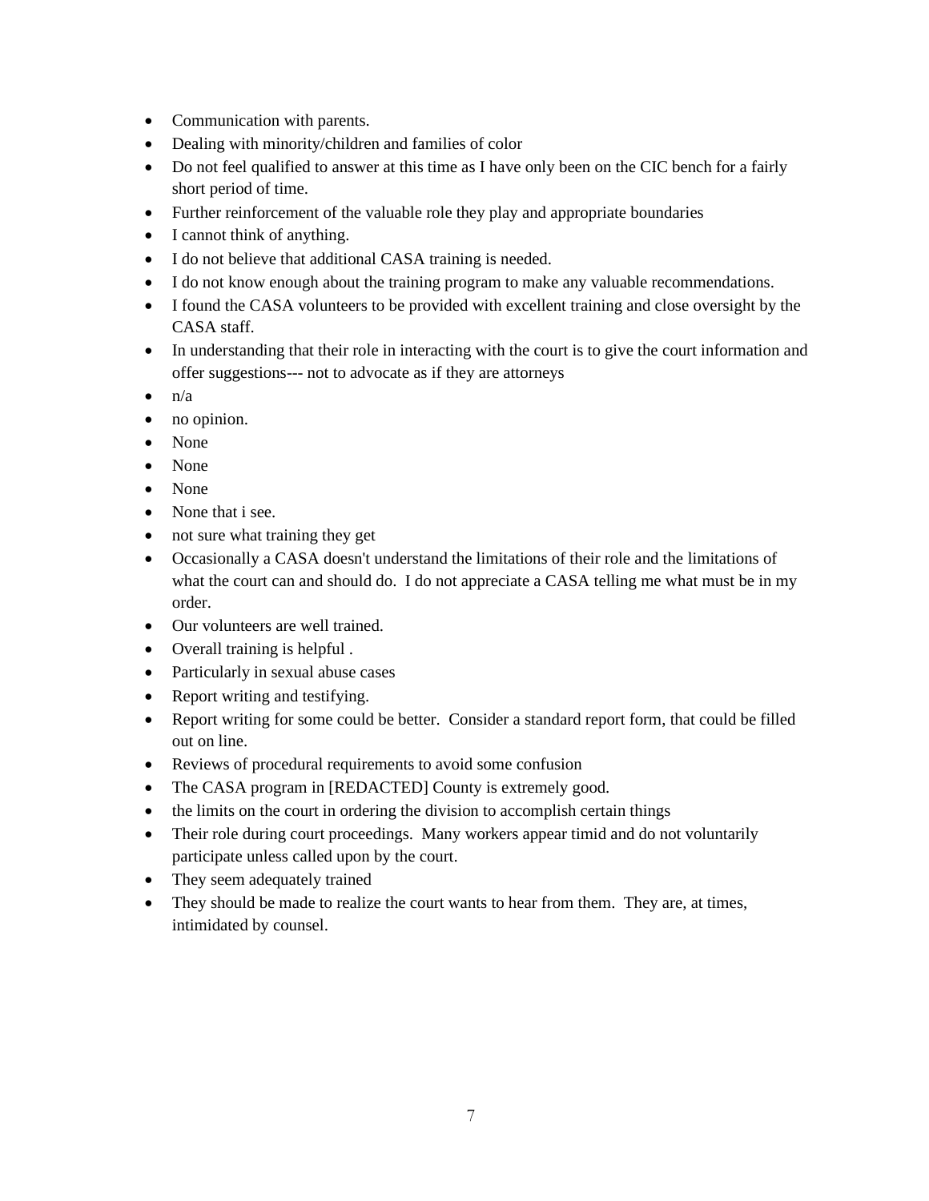- Communication with parents.
- Dealing with minority/children and families of color
- Do not feel qualified to answer at this time as I have only been on the CIC bench for a fairly short period of time.
- Further reinforcement of the valuable role they play and appropriate boundaries
- I cannot think of anything.
- I do not believe that additional CASA training is needed.
- I do not know enough about the training program to make any valuable recommendations.
- I found the CASA volunteers to be provided with excellent training and close oversight by the CASA staff.
- In understanding that their role in interacting with the court is to give the court information and offer suggestions--- not to advocate as if they are attorneys
- n/a
- no opinion.
- None
- None
- None
- None that i see.
- not sure what training they get
- Occasionally a CASA doesn't understand the limitations of their role and the limitations of what the court can and should do. I do not appreciate a CASA telling me what must be in my order.
- Our volunteers are well trained.
- Overall training is helpful .
- Particularly in sexual abuse cases
- Report writing and testifying.
- Report writing for some could be better. Consider a standard report form, that could be filled out on line.
- Reviews of procedural requirements to avoid some confusion
- The CASA program in [REDACTED] County is extremely good.
- the limits on the court in ordering the division to accomplish certain things
- Their role during court proceedings. Many workers appear timid and do not voluntarily participate unless called upon by the court.
- They seem adequately trained
- They should be made to realize the court wants to hear from them. They are, at times, intimidated by counsel.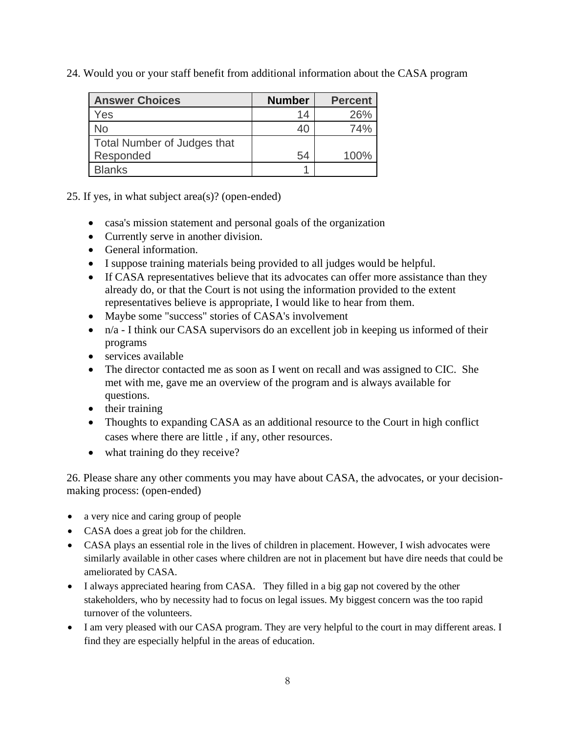24. Would you or your staff benefit from additional information about the CASA program

| Answer Choices | Number | Percent |
|---|---|---|
| Yes | 14 | 26% |
| No | 40 | 74% |
| Total Number of Judges that Responded | 54 | 100% |
| Blanks | 1 | |

25. If yes, in what subject area(s)? (open-ended)

- casa's mission statement and personal goals of the organization
- Currently serve in another division.
- General information.
- I suppose training materials being provided to all judges would be helpful.
- If CASA representatives believe that its advocates can offer more assistance than they already do, or that the Court is not using the information provided to the extent representatives believe is appropriate, I would like to hear from them.
- Maybe some "success" stories of CASA's involvement
- n/a - I think our CASA supervisors do an excellent job in keeping us informed of their programs
- services available
- The director contacted me as soon as I went on recall and was assigned to CIC. She met with me, gave me an overview of the program and is always available for questions.
- their training
- Thoughts to expanding CASA as an additional resource to the Court in high conflict cases where there are little , if any, other resources.
- what training do they receive?

26. Please share any other comments you may have about CASA, the advocates, or your decision-making process: (open-ended)

- a very nice and caring group of people
- CASA does a great job for the children.
- CASA plays an essential role in the lives of children in placement. However, I wish advocates were similarly available in other cases where children are not in placement but have dire needs that could be ameliorated by CASA.
- I always appreciated hearing from CASA. They filled in a big gap not covered by the other stakeholders, who by necessity had to focus on legal issues. My biggest concern was the too rapid turnover of the volunteers.
- I am very pleased with our CASA program. They are very helpful to the court in may different areas. I find they are especially helpful in the areas of education.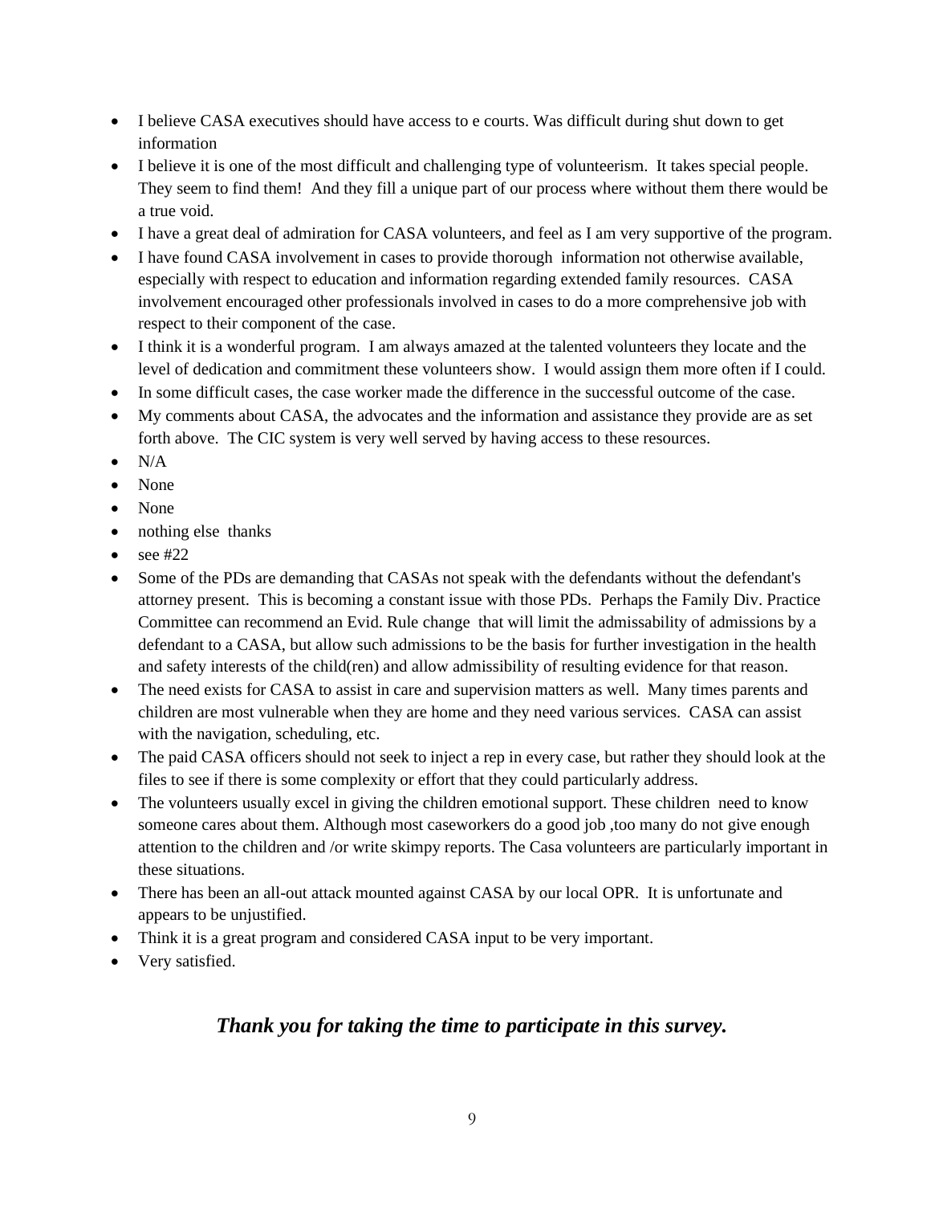- I believe CASA executives should have access to e courts. Was difficult during shut down to get information
- I believe it is one of the most difficult and challenging type of volunteerism. It takes special people. They seem to find them! And they fill a unique part of our process where without them there would be a true void.
- I have a great deal of admiration for CASA volunteers, and feel as I am very supportive of the program.
- I have found CASA involvement in cases to provide thorough information not otherwise available, especially with respect to education and information regarding extended family resources. CASA involvement encouraged other professionals involved in cases to do a more comprehensive job with respect to their component of the case.
- I think it is a wonderful program. I am always amazed at the talented volunteers they locate and the level of dedication and commitment these volunteers show. I would assign them more often if I could.
- In some difficult cases, the case worker made the difference in the successful outcome of the case.
- My comments about CASA, the advocates and the information and assistance they provide are as set forth above. The CIC system is very well served by having access to these resources.
- N/A
- None
- None
- nothing else thanks
- see #22
- Some of the PDs are demanding that CASAs not speak with the defendants without the defendant's attorney present. This is becoming a constant issue with those PDs. Perhaps the Family Div. Practice Committee can recommend an Evid. Rule change that will limit the admissability of admissions by a defendant to a CASA, but allow such admissions to be the basis for further investigation in the health and safety interests of the child(ren) and allow admissibility of resulting evidence for that reason.
- The need exists for CASA to assist in care and supervision matters as well. Many times parents and children are most vulnerable when they are home and they need various services. CASA can assist with the navigation, scheduling, etc.
- The paid CASA officers should not seek to inject a rep in every case, but rather they should look at the files to see if there is some complexity or effort that they could particularly address.
- The volunteers usually excel in giving the children emotional support. These children need to know someone cares about them. Although most caseworkers do a good job ,too many do not give enough attention to the children and /or write skimpy reports. The Casa volunteers are particularly important in these situations.
- There has been an all-out attack mounted against CASA by our local OPR. It is unfortunate and appears to be unjustified.
- Think it is a great program and considered CASA input to be very important.
- Very satisfied.

***Thank you for taking the time to participate in this survey.***